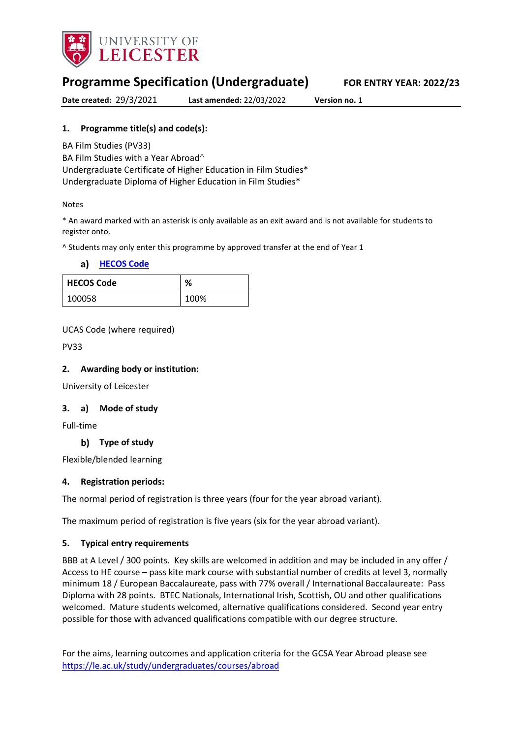UNIVERSITY OF LEICESTER

# Programme Specification (Undergraduate)

**FOR ENTRY YEAR: 2022/23**

**Date created:** 29/3/2021 **Last amended:** 22/03/2022 **Version no.** 1

## 1. Programme title(s) and code(s):

BA Film Studies (PV33)
BA Film Studies with a Year Abroad^
Undergraduate Certificate of Higher Education in Film Studies*
Undergraduate Diploma of Higher Education in Film Studies*

Notes

* An award marked with an asterisk is only available as an exit award and is not available for students to register onto.

^ Students may only enter this programme by approved transfer at the end of Year 1

### a) HECOS Code

| HECOS Code | % |
|---|---|
| 100058 | 100% |

UCAS Code (where required)

PV33

## 2. Awarding body or institution:

University of Leicester

## 3. a) Mode of study

Full-time

### b) Type of study

Flexible/blended learning

## 4. Registration periods:

The normal period of registration is three years (four for the year abroad variant).

The maximum period of registration is five years (six for the year abroad variant).

## 5. Typical entry requirements

BBB at A Level / 300 points. Key skills are welcomed in addition and may be included in any offer / Access to HE course – pass kite mark course with substantial number of credits at level 3, normally minimum 18 / European Baccalaureate, pass with 77% overall / International Baccalaureate: Pass Diploma with 28 points. BTEC Nationals, International Irish, Scottish, OU and other qualifications welcomed. Mature students welcomed, alternative qualifications considered. Second year entry possible for those with advanced qualifications compatible with our degree structure.

For the aims, learning outcomes and application criteria for the GCSA Year Abroad please see https://le.ac.uk/study/undergraduates/courses/abroad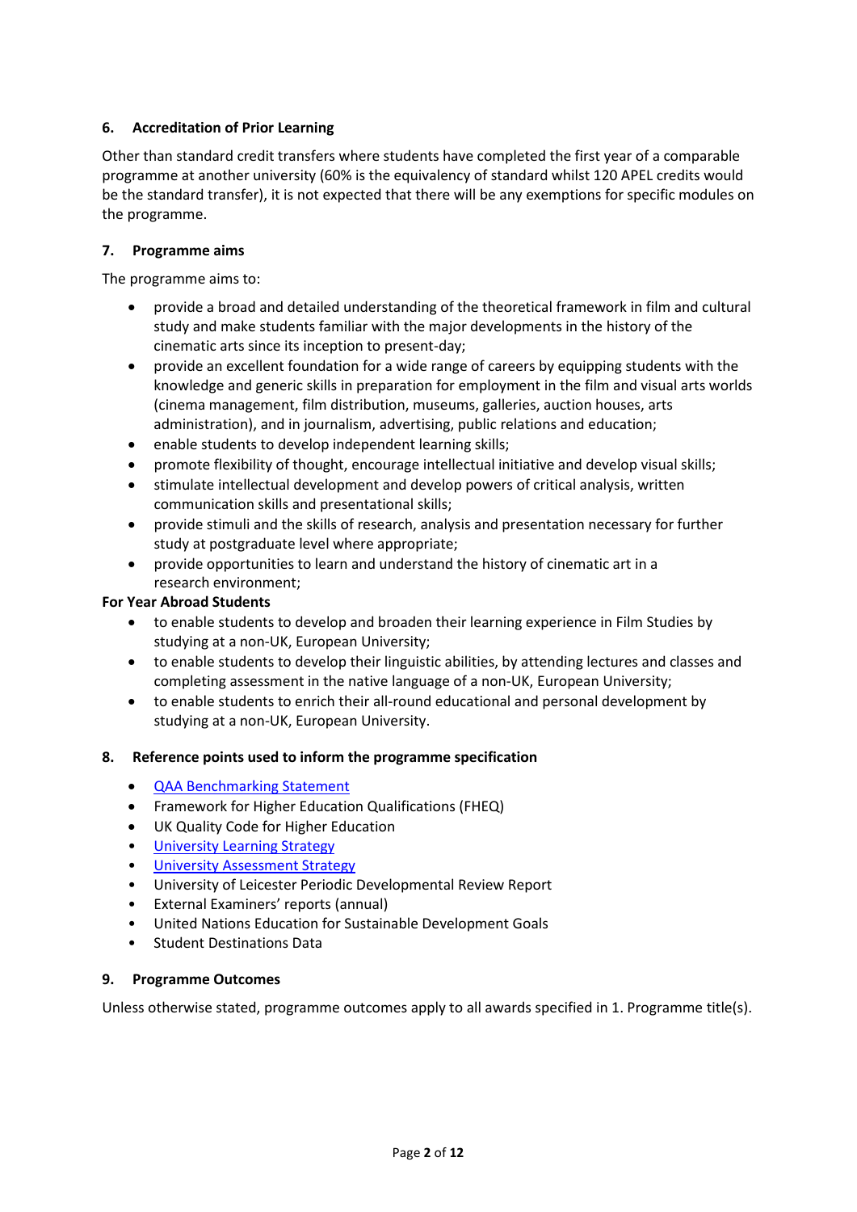### 6. Accreditation of Prior Learning

Other than standard credit transfers where students have completed the first year of a comparable programme at another university (60% is the equivalency of standard whilst 120 APEL credits would be the standard transfer), it is not expected that there will be any exemptions for specific modules on the programme.

### 7. Programme aims

The programme aims to:

- provide a broad and detailed understanding of the theoretical framework in film and cultural study and make students familiar with the major developments in the history of the cinematic arts since its inception to present-day;
- provide an excellent foundation for a wide range of careers by equipping students with the knowledge and generic skills in preparation for employment in the film and visual arts worlds (cinema management, film distribution, museums, galleries, auction houses, arts administration), and in journalism, advertising, public relations and education;
- enable students to develop independent learning skills;
- promote flexibility of thought, encourage intellectual initiative and develop visual skills;
- stimulate intellectual development and develop powers of critical analysis, written communication skills and presentational skills;
- provide stimuli and the skills of research, analysis and presentation necessary for further study at postgraduate level where appropriate;
- provide opportunities to learn and understand the history of cinematic art in a research environment;

**For Year Abroad Students**

- to enable students to develop and broaden their learning experience in Film Studies by studying at a non-UK, European University;
- to enable students to develop their linguistic abilities, by attending lectures and classes and completing assessment in the native language of a non-UK, European University;
- to enable students to enrich their all-round educational and personal development by studying at a non-UK, European University.

### 8. Reference points used to inform the programme specification

- QAA Benchmarking Statement
- Framework for Higher Education Qualifications (FHEQ)
- UK Quality Code for Higher Education
- University Learning Strategy
- University Assessment Strategy
- University of Leicester Periodic Developmental Review Report
- External Examiners' reports (annual)
- United Nations Education for Sustainable Development Goals
- Student Destinations Data

### 9. Programme Outcomes

Unless otherwise stated, programme outcomes apply to all awards specified in 1. Programme title(s).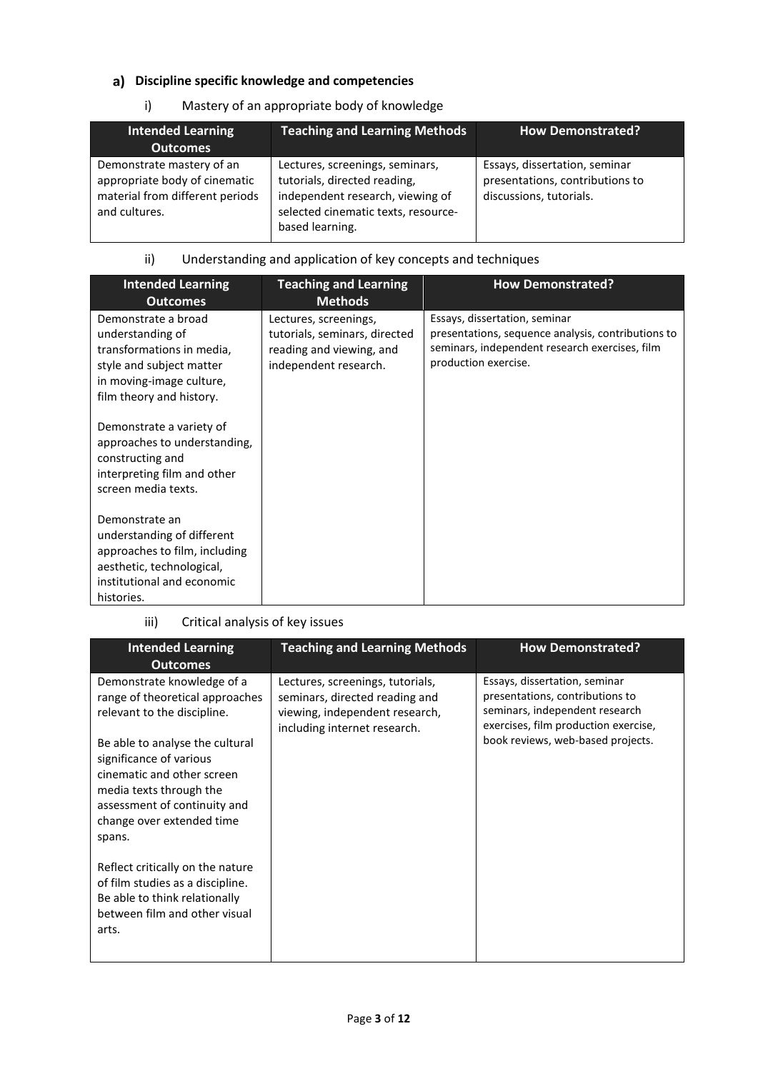## a) Discipline specific knowledge and competencies

### i) Mastery of an appropriate body of knowledge

| Intended Learning Outcomes | Teaching and Learning Methods | How Demonstrated? |
|---|---|---|
| Demonstrate mastery of an appropriate body of cinematic material from different periods and cultures. | Lectures, screenings, seminars, tutorials, directed reading, independent research, viewing of selected cinematic texts, resource-based learning. | Essays, dissertation, seminar presentations, contributions to discussions, tutorials. |

### ii) Understanding and application of key concepts and techniques

| Intended Learning Outcomes | Teaching and Learning Methods | How Demonstrated? |
|---|---|---|
| Demonstrate a broad understanding of transformations in media, style and subject matter in moving-image culture, film theory and history.<br><br>Demonstrate a variety of approaches to understanding, constructing and interpreting film and other screen media texts.<br><br>Demonstrate an understanding of different approaches to film, including aesthetic, technological, institutional and economic histories. | Lectures, screenings, tutorials, seminars, directed reading and viewing, and independent research. | Essays, dissertation, seminar presentations, sequence analysis, contributions to seminars, independent research exercises, film production exercise. |

### iii) Critical analysis of key issues

| Intended Learning Outcomes | Teaching and Learning Methods | How Demonstrated? |
|---|---|---|
| Demonstrate knowledge of a range of theoretical approaches relevant to the discipline.<br><br>Be able to analyse the cultural significance of various cinematic and other screen media texts through the assessment of continuity and change over extended time spans.<br><br>Reflect critically on the nature of film studies as a discipline. Be able to think relationally between film and other visual arts. | Lectures, screenings, tutorials, seminars, directed reading and viewing, independent research, including internet research. | Essays, dissertation, seminar presentations, contributions to seminars, independent research exercises, film production exercise, book reviews, web-based projects. |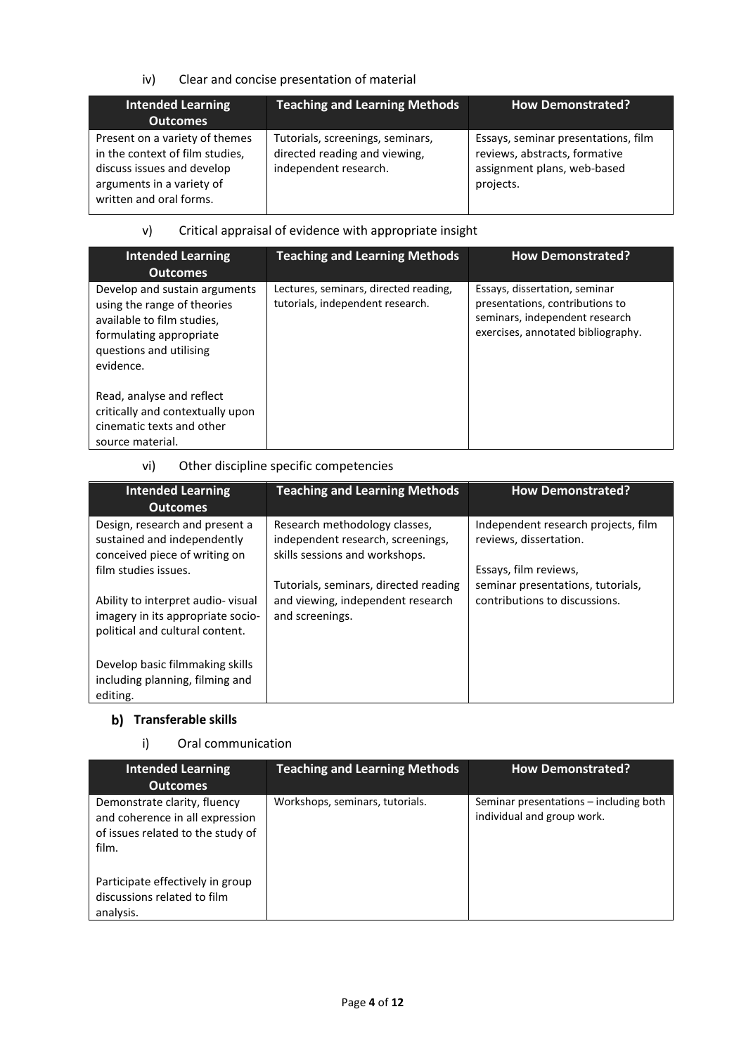iv) Clear and concise presentation of material

| Intended Learning Outcomes | Teaching and Learning Methods | How Demonstrated? |
|---|---|---|
| Present on a variety of themes in the context of film studies, discuss issues and develop arguments in a variety of written and oral forms. | Tutorials, screenings, seminars, directed reading and viewing, independent research. | Essays, seminar presentations, film reviews, abstracts, formative assignment plans, web-based projects. |

v) Critical appraisal of evidence with appropriate insight

| Intended Learning Outcomes | Teaching and Learning Methods | How Demonstrated? |
|---|---|---|
| Develop and sustain arguments using the range of theories available to film studies, formulating appropriate questions and utilising evidence.<br><br>Read, analyse and reflect critically and contextually upon cinematic texts and other source material. | Lectures, seminars, directed reading, tutorials, independent research. | Essays, dissertation, seminar presentations, contributions to seminars, independent research exercises, annotated bibliography. |

vi) Other discipline specific competencies

| Intended Learning Outcomes | Teaching and Learning Methods | How Demonstrated? |
|---|---|---|
| Design, research and present a sustained and independently conceived piece of writing on film studies issues.<br><br>Ability to interpret audio- visual imagery in its appropriate socio-political and cultural content.<br><br>Develop basic filmmaking skills including planning, filming and editing. | Research methodology classes, independent research, screenings, skills sessions and workshops.<br><br>Tutorials, seminars, directed reading and viewing, independent research and screenings. | Independent research projects, film reviews, dissertation.<br><br>Essays, film reviews, seminar presentations, tutorials, contributions to discussions. |

**b) Transferable skills**

i) Oral communication

| Intended Learning Outcomes | Teaching and Learning Methods | How Demonstrated? |
|---|---|---|
| Demonstrate clarity, fluency and coherence in all expression of issues related to the study of film.<br><br>Participate effectively in group discussions related to film analysis. | Workshops, seminars, tutorials. | Seminar presentations – including both individual and group work. |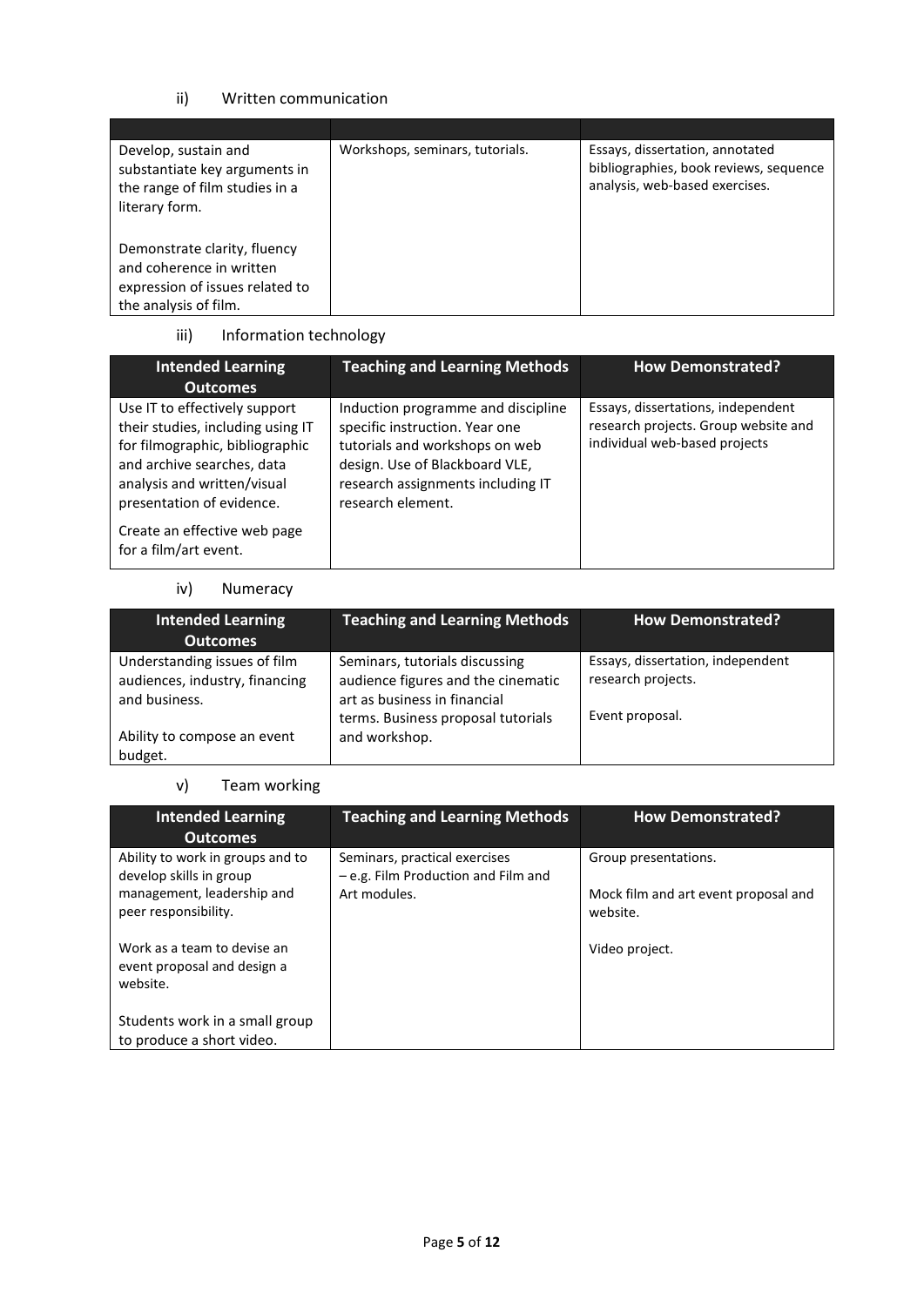### ii) Written communication

| | | |
|---|---|---|
| Develop, sustain and substantiate key arguments in the range of film studies in a literary form.<br><br>Demonstrate clarity, fluency and coherence in written expression of issues related to the analysis of film. | Workshops, seminars, tutorials. | Essays, dissertation, annotated bibliographies, book reviews, sequence analysis, web-based exercises. |

### iii) Information technology

| Intended Learning Outcomes | Teaching and Learning Methods | How Demonstrated? |
|---|---|---|
| Use IT to effectively support their studies, including using IT for filmographic, bibliographic and archive searches, data analysis and written/visual presentation of evidence.<br><br>Create an effective web page for a film/art event. | Induction programme and discipline specific instruction. Year one tutorials and workshops on web design. Use of Blackboard VLE, research assignments including IT research element. | Essays, dissertations, independent research projects. Group website and individual web-based projects |

### iv) Numeracy

| Intended Learning Outcomes | Teaching and Learning Methods | How Demonstrated? |
|---|---|---|
| Understanding issues of film audiences, industry, financing and business.<br><br>Ability to compose an event budget. | Seminars, tutorials discussing audience figures and the cinematic art as business in financial terms. Business proposal tutorials and workshop. | Essays, dissertation, independent research projects.<br><br>Event proposal. |

### v) Team working

| Intended Learning Outcomes | Teaching and Learning Methods | How Demonstrated? |
|---|---|---|
| Ability to work in groups and to develop skills in group management, leadership and peer responsibility.<br><br>Work as a team to devise an event proposal and design a website.<br><br>Students work in a small group to produce a short video. | Seminars, practical exercises – e.g. Film Production and Film and Art modules. | Group presentations.<br><br>Mock film and art event proposal and website.<br><br>Video project. |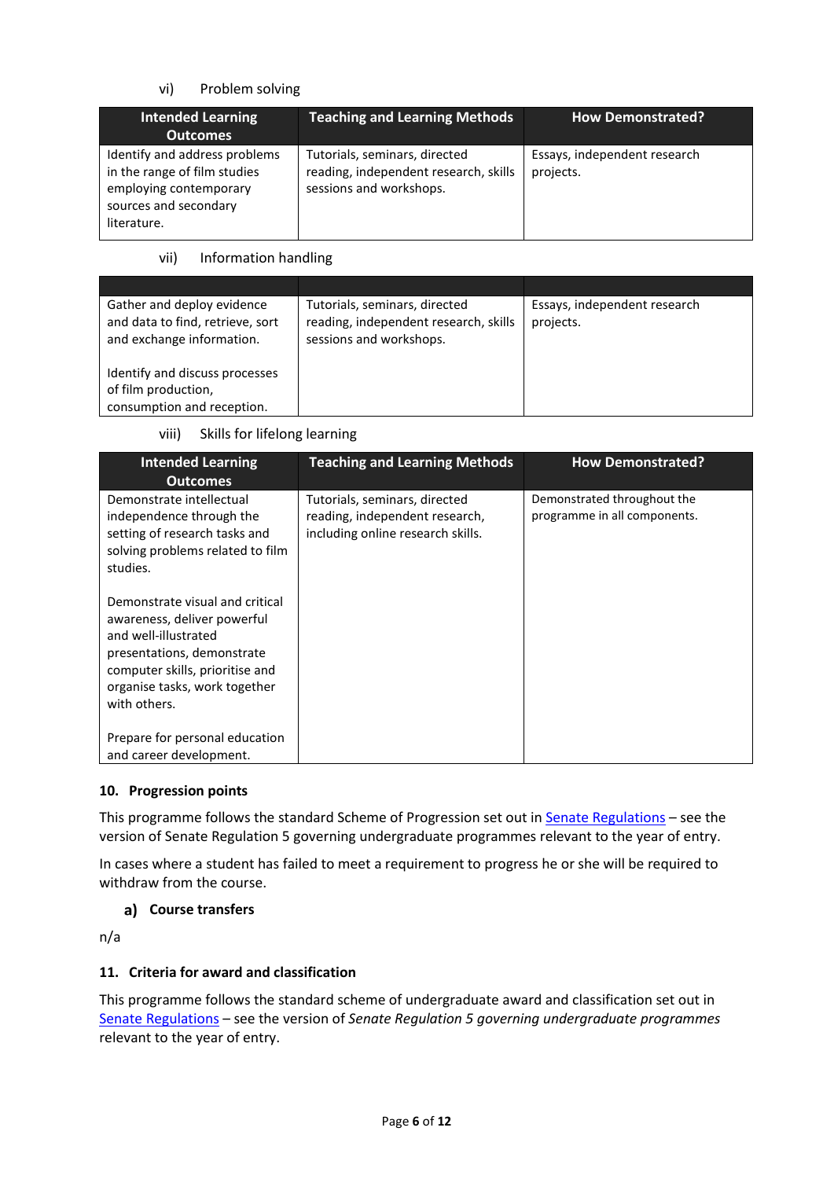vi) Problem solving

| Intended Learning Outcomes | Teaching and Learning Methods | How Demonstrated? |
|---|---|---|
| Identify and address problems in the range of film studies employing contemporary sources and secondary literature. | Tutorials, seminars, directed reading, independent research, skills sessions and workshops. | Essays, independent research projects. |

vii) Information handling

| | | |
|---|---|---|
| Gather and deploy evidence and data to find, retrieve, sort and exchange information.<br><br>Identify and discuss processes of film production, consumption and reception. | Tutorials, seminars, directed reading, independent research, skills sessions and workshops. | Essays, independent research projects. |

viii) Skills for lifelong learning

| Intended Learning Outcomes | Teaching and Learning Methods | How Demonstrated? |
|---|---|---|
| Demonstrate intellectual independence through the setting of research tasks and solving problems related to film studies.<br><br>Demonstrate visual and critical awareness, deliver powerful and well-illustrated presentations, demonstrate computer skills, prioritise and organise tasks, work together with others.<br><br>Prepare for personal education and career development. | Tutorials, seminars, directed reading, independent research, including online research skills. | Demonstrated throughout the programme in all components. |

### 10. Progression points

This programme follows the standard Scheme of Progression set out in Senate Regulations – see the version of Senate Regulation 5 governing undergraduate programmes relevant to the year of entry.

In cases where a student has failed to meet a requirement to progress he or she will be required to withdraw from the course.

#### a) Course transfers

n/a

### 11. Criteria for award and classification

This programme follows the standard scheme of undergraduate award and classification set out in Senate Regulations – see the version of *Senate Regulation 5 governing undergraduate programmes* relevant to the year of entry.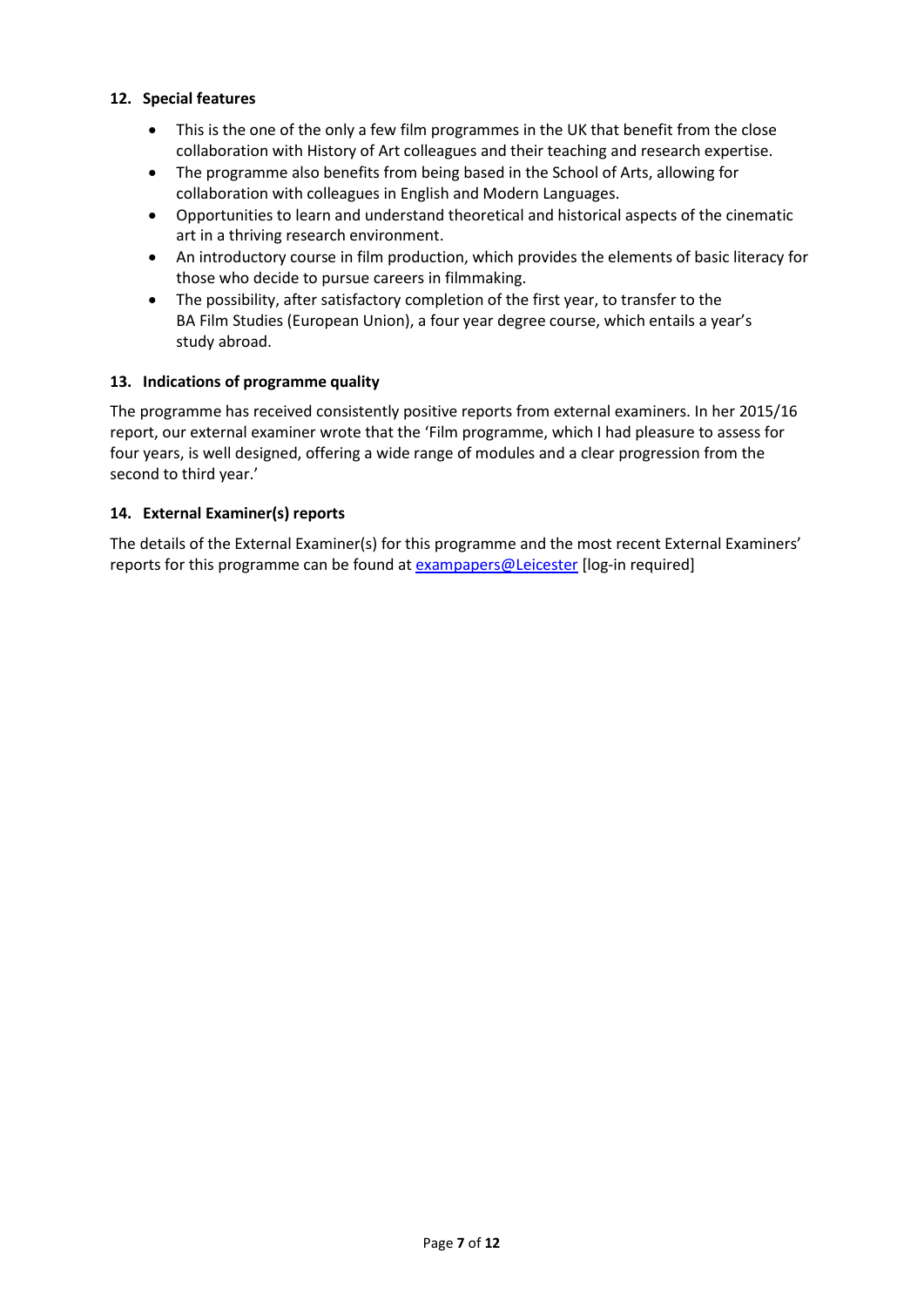### 12. Special features

- This is the one of the only a few film programmes in the UK that benefit from the close collaboration with History of Art colleagues and their teaching and research expertise.
- The programme also benefits from being based in the School of Arts, allowing for collaboration with colleagues in English and Modern Languages.
- Opportunities to learn and understand theoretical and historical aspects of the cinematic art in a thriving research environment.
- An introductory course in film production, which provides the elements of basic literacy for those who decide to pursue careers in filmmaking.
- The possibility, after satisfactory completion of the first year, to transfer to the BA Film Studies (European Union), a four year degree course, which entails a year's study abroad.

### 13. Indications of programme quality

The programme has received consistently positive reports from external examiners. In her 2015/16 report, our external examiner wrote that the 'Film programme, which I had pleasure to assess for four years, is well designed, offering a wide range of modules and a clear progression from the second to third year.'

### 14. External Examiner(s) reports

The details of the External Examiner(s) for this programme and the most recent External Examiners' reports for this programme can be found at exampapers@Leicester [log-in required]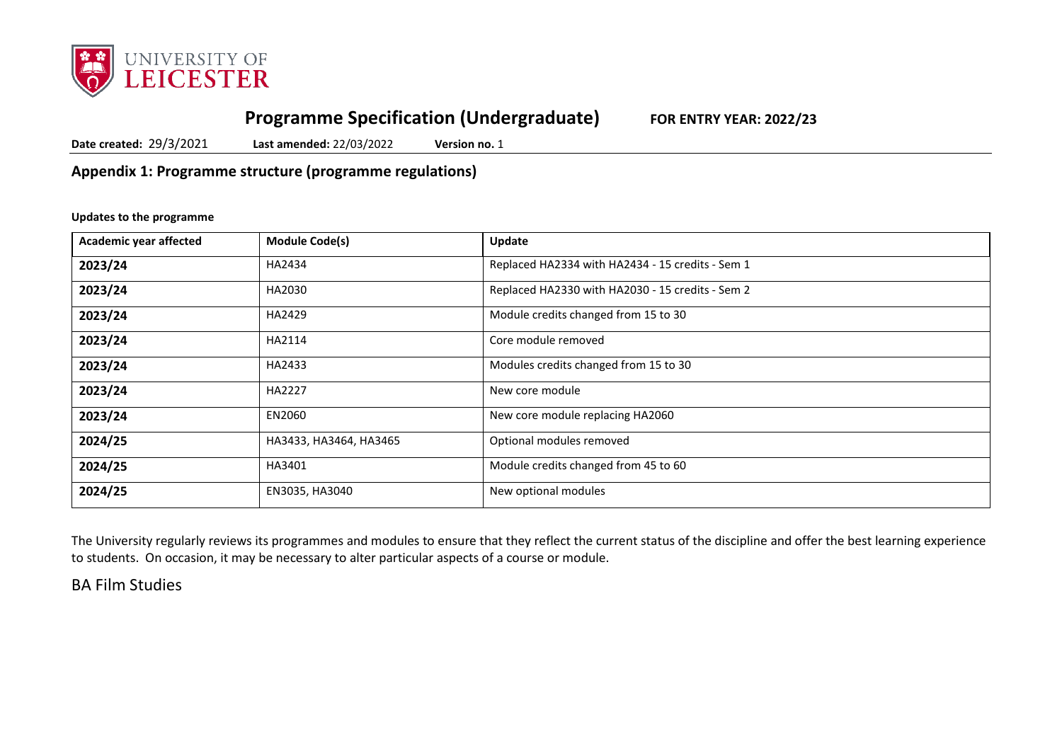# Programme Specification (Undergraduate) FOR ENTRY YEAR: 2022/23

**Date created:** 29/3/2021 **Last amended:** 22/03/2022 **Version no.** 1

## Appendix 1: Programme structure (programme regulations)

**Updates to the programme**

| Academic year affected | Module Code(s) | Update |
|---|---|---|
| **2023/24** | HA2434 | Replaced HA2334 with HA2434 - 15 credits - Sem 1 |
| **2023/24** | HA2030 | Replaced HA2330 with HA2030 - 15 credits - Sem 2 |
| **2023/24** | HA2429 | Module credits changed from 15 to 30 |
| **2023/24** | HA2114 | Core module removed |
| **2023/24** | HA2433 | Modules credits changed from 15 to 30 |
| **2023/24** | HA2227 | New core module |
| **2023/24** | EN2060 | New core module replacing HA2060 |
| **2024/25** | HA3433, HA3464, HA3465 | Optional modules removed |
| **2024/25** | HA3401 | Module credits changed from 45 to 60 |
| **2024/25** | EN3035, HA3040 | New optional modules |

The University regularly reviews its programmes and modules to ensure that they reflect the current status of the discipline and offer the best learning experience to students. On occasion, it may be necessary to alter particular aspects of a course or module.

BA Film Studies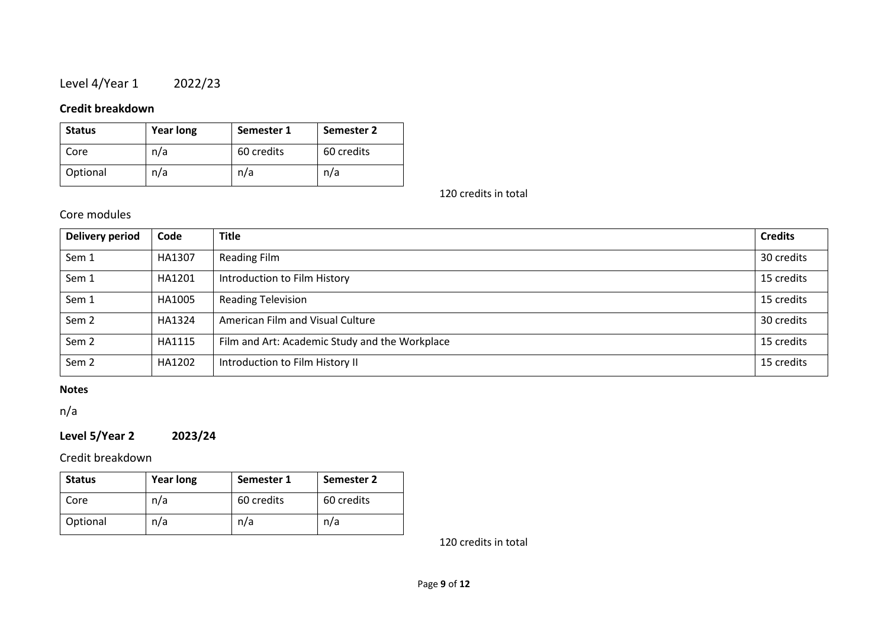Level 4/Year 1 2022/23

**Credit breakdown**

| Status | Year long | Semester 1 | Semester 2 |
|---|---|---|---|
| Core | n/a | 60 credits | 60 credits |
| Optional | n/a | n/a | n/a |

120 credits in total

Core modules

| Delivery period | Code | Title | Credits |
|---|---|---|---|
| Sem 1 | HA1307 | Reading Film | 30 credits |
| Sem 1 | HA1201 | Introduction to Film History | 15 credits |
| Sem 1 | HA1005 | Reading Television | 15 credits |
| Sem 2 | HA1324 | American Film and Visual Culture | 30 credits |
| Sem 2 | HA1115 | Film and Art: Academic Study and the Workplace | 15 credits |
| Sem 2 | HA1202 | Introduction to Film History II | 15 credits |

**Notes**

n/a

**Level 5/Year 2 2023/24**

Credit breakdown

| Status | Year long | Semester 1 | Semester 2 |
|---|---|---|---|
| Core | n/a | 60 credits | 60 credits |
| Optional | n/a | n/a | n/a |

120 credits in total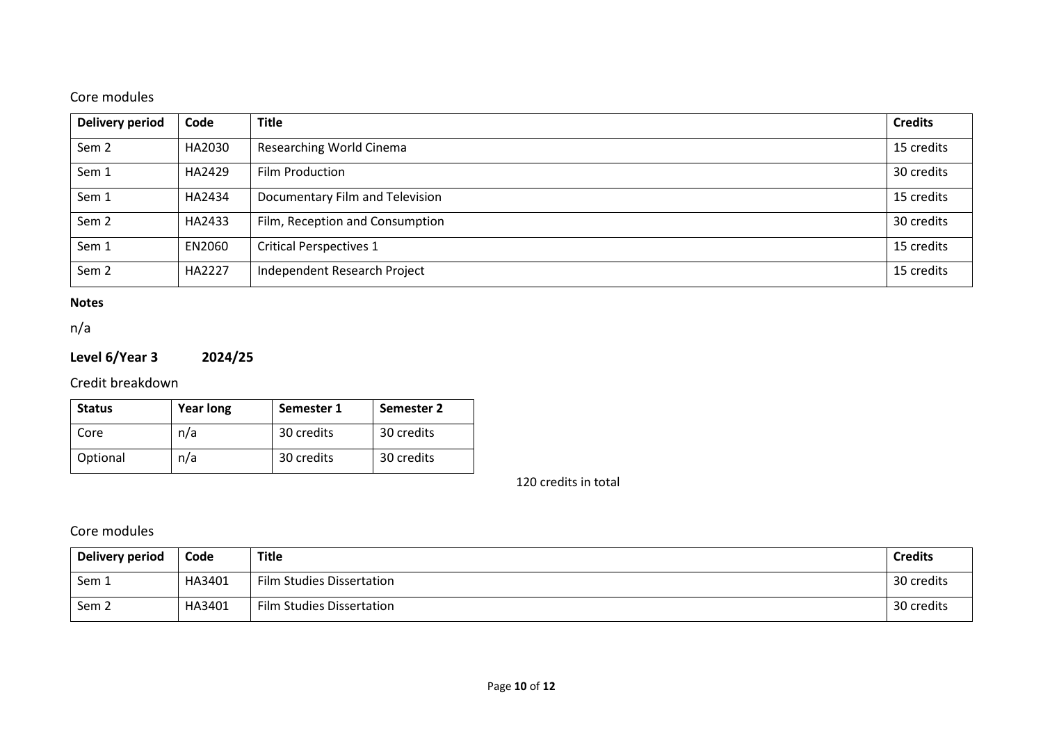Core modules

| Delivery period | Code | Title | Credits |
|---|---|---|---|
| Sem 2 | HA2030 | Researching World Cinema | 15 credits |
| Sem 1 | HA2429 | Film Production | 30 credits |
| Sem 1 | HA2434 | Documentary Film and Television | 15 credits |
| Sem 2 | HA2433 | Film, Reception and Consumption | 30 credits |
| Sem 1 | EN2060 | Critical Perspectives 1 | 15 credits |
| Sem 2 | HA2227 | Independent Research Project | 15 credits |

**Notes**

n/a

### Level 6/Year 3 2024/25

Credit breakdown

| Status | Year long | Semester 1 | Semester 2 |
|---|---|---|---|
| Core | n/a | 30 credits | 30 credits |
| Optional | n/a | 30 credits | 30 credits |

120 credits in total

Core modules

| Delivery period | Code | Title | Credits |
|---|---|---|---|
| Sem 1 | HA3401 | Film Studies Dissertation | 30 credits |
| Sem 2 | HA3401 | Film Studies Dissertation | 30 credits |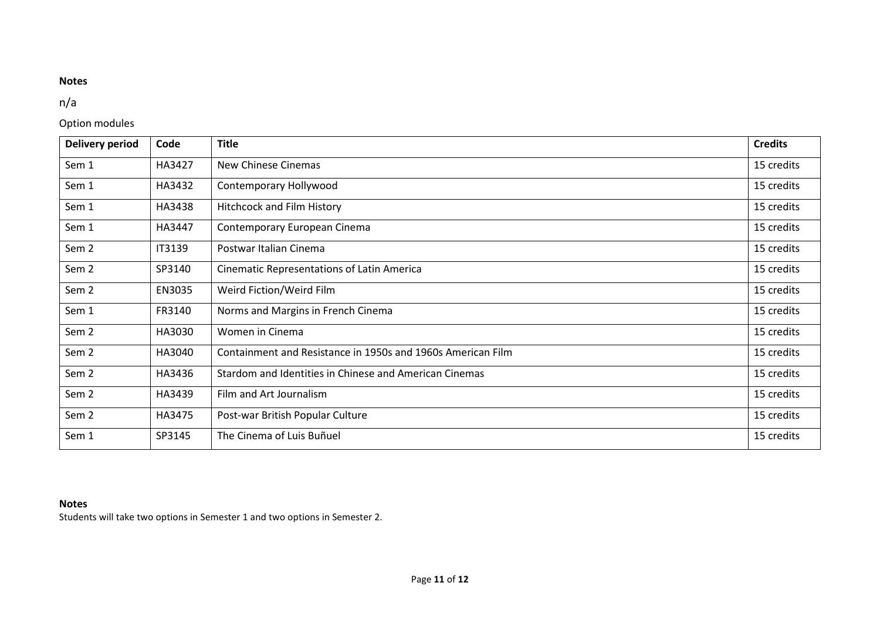**Notes**

n/a

Option modules

| Delivery period | Code | Title | Credits |
|---|---|---|---|
| Sem 1 | HA3427 | New Chinese Cinemas | 15 credits |
| Sem 1 | HA3432 | Contemporary Hollywood | 15 credits |
| Sem 1 | HA3438 | Hitchcock and Film History | 15 credits |
| Sem 1 | HA3447 | Contemporary European Cinema | 15 credits |
| Sem 2 | IT3139 | Postwar Italian Cinema | 15 credits |
| Sem 2 | SP3140 | Cinematic Representations of Latin America | 15 credits |
| Sem 2 | EN3035 | Weird Fiction/Weird Film | 15 credits |
| Sem 1 | FR3140 | Norms and Margins in French Cinema | 15 credits |
| Sem 2 | HA3030 | Women in Cinema | 15 credits |
| Sem 2 | HA3040 | Containment and Resistance in 1950s and 1960s American Film | 15 credits |
| Sem 2 | HA3436 | Stardom and Identities in Chinese and American Cinemas | 15 credits |
| Sem 2 | HA3439 | Film and Art Journalism | 15 credits |
| Sem 2 | HA3475 | Post-war British Popular Culture | 15 credits |
| Sem 1 | SP3145 | The Cinema of Luis Buñuel | 15 credits |

**Notes**

Students will take two options in Semester 1 and two options in Semester 2.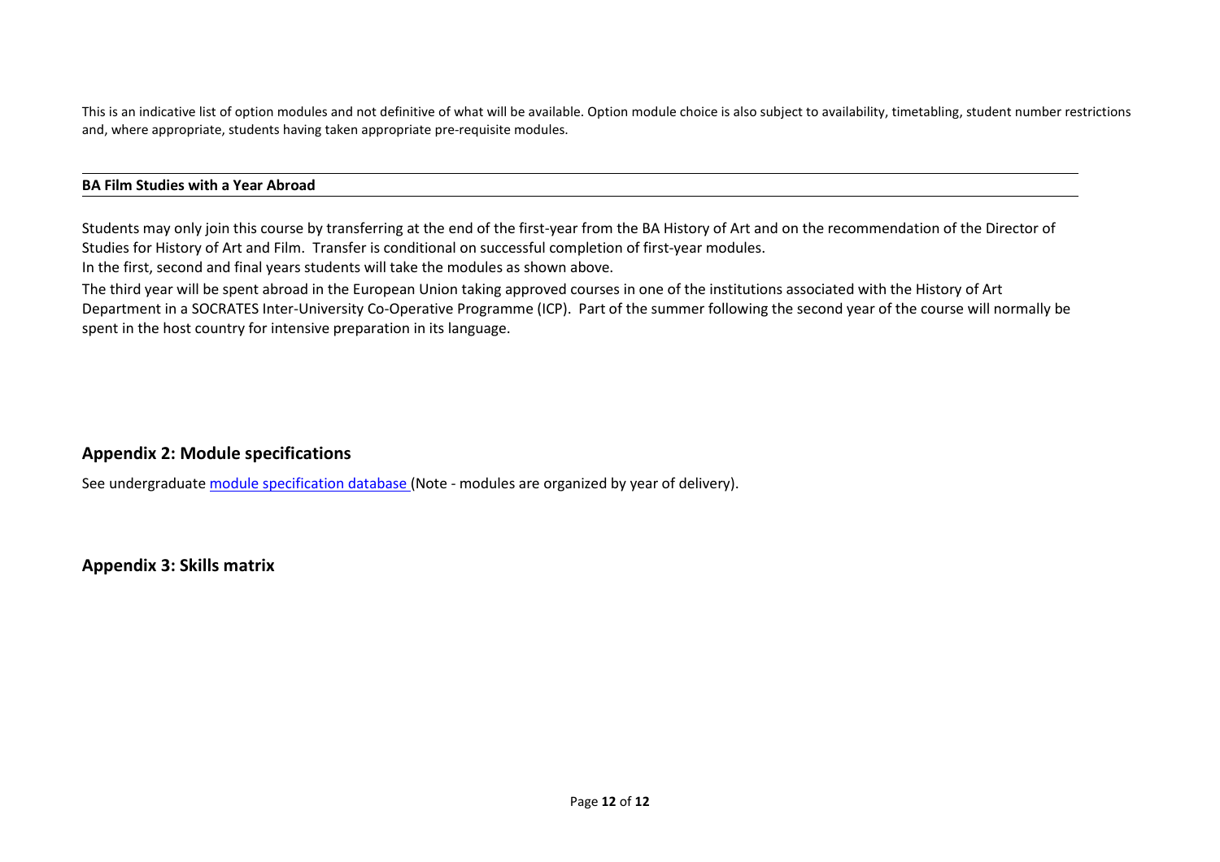This is an indicative list of option modules and not definitive of what will be available. Option module choice is also subject to availability, timetabling, student number restrictions and, where appropriate, students having taken appropriate pre-requisite modules.

**BA Film Studies with a Year Abroad**

Students may only join this course by transferring at the end of the first-year from the BA History of Art and on the recommendation of the Director of Studies for History of Art and Film. Transfer is conditional on successful completion of first-year modules.

In the first, second and final years students will take the modules as shown above.

The third year will be spent abroad in the European Union taking approved courses in one of the institutions associated with the History of Art Department in a SOCRATES Inter-University Co-Operative Programme (ICP). Part of the summer following the second year of the course will normally be spent in the host country for intensive preparation in its language.

## Appendix 2: Module specifications

See undergraduate [module specification database](module specification database) (Note - modules are organized by year of delivery).

## Appendix 3: Skills matrix